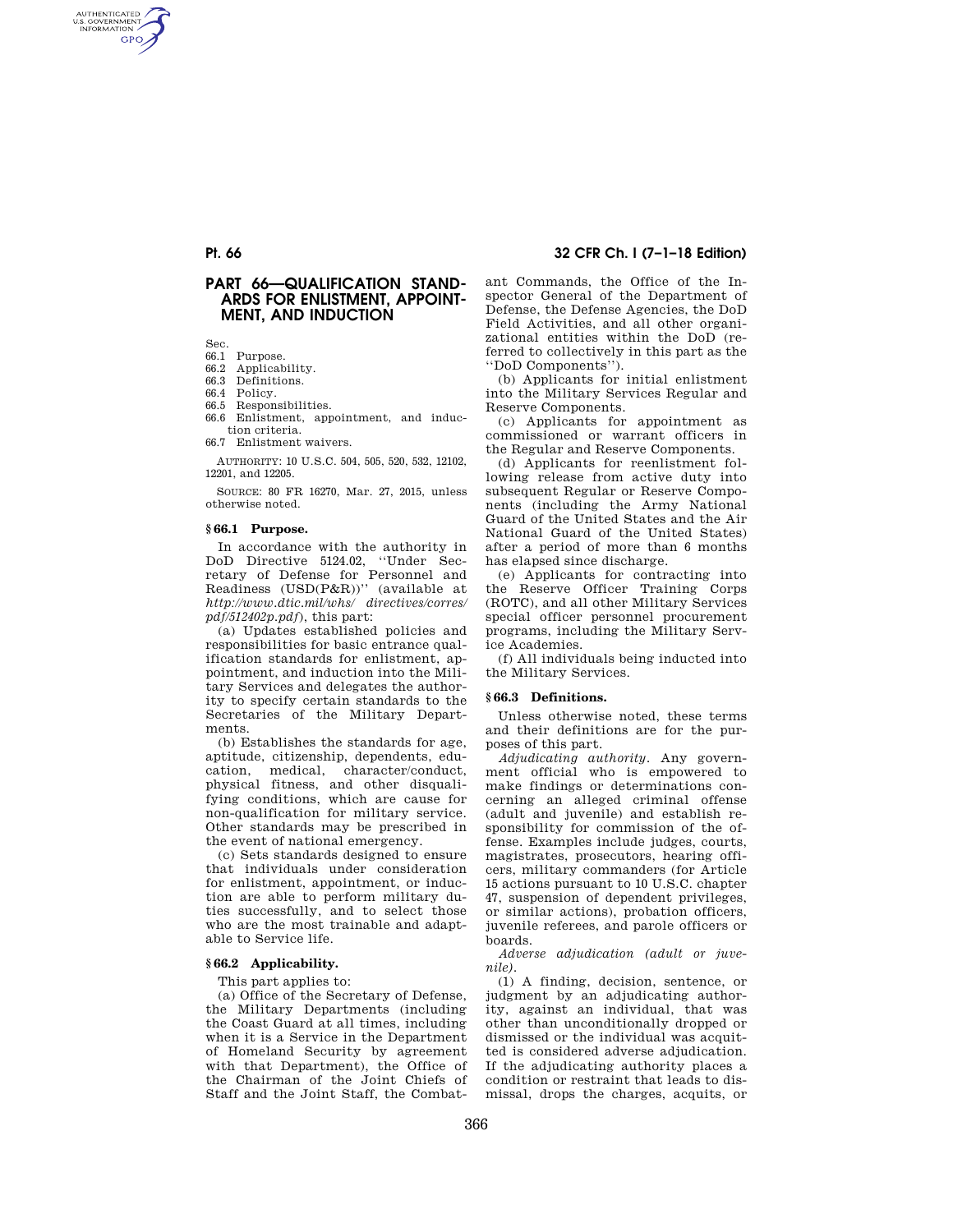# PART 66—QUALIFICATION STANDARDS FOR ENLISTMENT, APPOINTMENT, AND INDUCTION

Sec.
66.1 Purpose.
66.2 Applicability.
66.3 Definitions.
66.4 Policy.
66.5 Responsibilities.
66.6 Enlistment, appointment, and induction criteria.
66.7 Enlistment waivers.

AUTHORITY: 10 U.S.C. 504, 505, 520, 532, 12102, 12201, and 12205.

SOURCE: 80 FR 16270, Mar. 27, 2015, unless otherwise noted.

## § 66.1 Purpose.

In accordance with the authority in DoD Directive 5124.02, ''Under Secretary of Defense for Personnel and Readiness (USD(P&R))'' (available at *http://www.dtic.mil/whs/ directives/corres/ pdf/512402p.pdf*), this part:

(a) Updates established policies and responsibilities for basic entrance qualification standards for enlistment, appointment, and induction into the Military Services and delegates the authority to specify certain standards to the Secretaries of the Military Departments.

(b) Establishes the standards for age, aptitude, citizenship, dependents, education, medical, character/conduct, physical fitness, and other disqualifying conditions, which are cause for non-qualification for military service. Other standards may be prescribed in the event of national emergency.

(c) Sets standards designed to ensure that individuals under consideration for enlistment, appointment, or induction are able to perform military duties successfully, and to select those who are the most trainable and adaptable to Service life.

## § 66.2 Applicability.

This part applies to:

(a) Office of the Secretary of Defense, the Military Departments (including the Coast Guard at all times, including when it is a Service in the Department of Homeland Security by agreement with that Department), the Office of the Chairman of the Joint Chiefs of Staff and the Joint Staff, the Combatant Commands, the Office of the Inspector General of the Department of Defense, the Defense Agencies, the DoD Field Activities, and all other organizational entities within the DoD (referred to collectively in this part as the ''DoD Components'').

(b) Applicants for initial enlistment into the Military Services Regular and Reserve Components.

(c) Applicants for appointment as commissioned or warrant officers in the Regular and Reserve Components.

(d) Applicants for reenlistment following release from active duty into subsequent Regular or Reserve Components (including the Army National Guard of the United States and the Air National Guard of the United States) after a period of more than 6 months has elapsed since discharge.

(e) Applicants for contracting into the Reserve Officer Training Corps (ROTC), and all other Military Services special officer personnel procurement programs, including the Military Service Academies.

(f) All individuals being inducted into the Military Services.

## § 66.3 Definitions.

Unless otherwise noted, these terms and their definitions are for the purposes of this part.

*Adjudicating authority.* Any government official who is empowered to make findings or determinations concerning an alleged criminal offense (adult and juvenile) and establish responsibility for commission of the offense. Examples include judges, courts, magistrates, prosecutors, hearing officers, military commanders (for Article 15 actions pursuant to 10 U.S.C. chapter 47, suspension of dependent privileges, or similar actions), probation officers, juvenile referees, and parole officers or boards.

*Adverse adjudication (adult or juvenile).*

(1) A finding, decision, sentence, or judgment by an adjudicating authority, against an individual, that was other than unconditionally dropped or dismissed or the individual was acquitted is considered adverse adjudication. If the adjudicating authority places a condition or restraint that leads to dismissal, drops the charges, acquits, or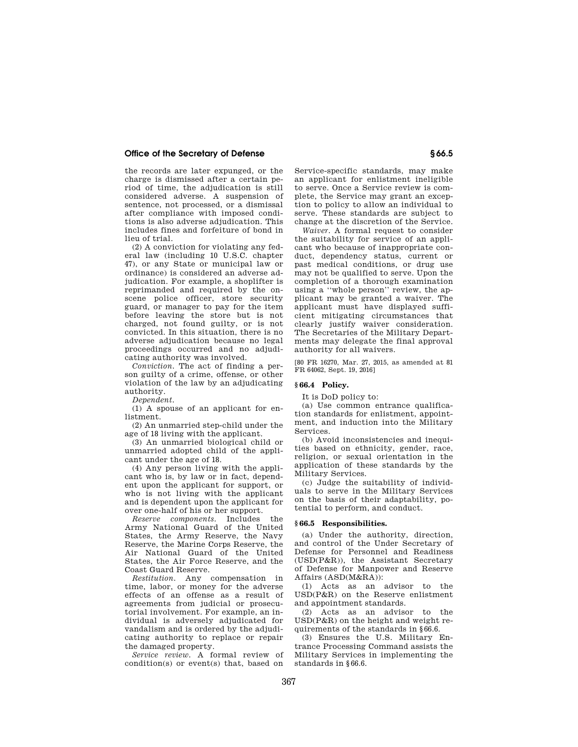the records are later expunged, or the charge is dismissed after a certain period of time, the adjudication is still considered adverse. A suspension of sentence, not processed, or a dismissal after compliance with imposed conditions is also adverse adjudication. This includes fines and forfeiture of bond in lieu of trial.

(2) A conviction for violating any federal law (including 10 U.S.C. chapter 47), or any State or municipal law or ordinance) is considered an adverse adjudication. For example, a shoplifter is reprimanded and required by the on-scene police officer, store security guard, or manager to pay for the item before leaving the store but is not charged, not found guilty, or is not convicted. In this situation, there is no adverse adjudication because no legal proceedings occurred and no adjudicating authority was involved.

*Conviction.* The act of finding a person guilty of a crime, offense, or other violation of the law by an adjudicating authority.

*Dependent.*

(1) A spouse of an applicant for enlistment.

(2) An unmarried step-child under the age of 18 living with the applicant.

(3) An unmarried biological child or unmarried adopted child of the applicant under the age of 18.

(4) Any person living with the applicant who is, by law or in fact, dependent upon the applicant for support, or who is not living with the applicant and is dependent upon the applicant for over one-half of his or her support.

*Reserve components.* Includes the Army National Guard of the United States, the Army Reserve, the Navy Reserve, the Marine Corps Reserve, the Air National Guard of the United States, the Air Force Reserve, and the Coast Guard Reserve.

*Restitution.* Any compensation in time, labor, or money for the adverse effects of an offense as a result of agreements from judicial or prosecutorial involvement. For example, an individual is adversely adjudicated for vandalism and is ordered by the adjudicating authority to replace or repair the damaged property.

*Service review.* A formal review of condition(s) or event(s) that, based on Service-specific standards, may make an applicant for enlistment ineligible to serve. Once a Service review is complete, the Service may grant an exception to policy to allow an individual to serve. These standards are subject to change at the discretion of the Service.

*Waiver.* A formal request to consider the suitability for service of an applicant who because of inappropriate conduct, dependency status, current or past medical conditions, or drug use may not be qualified to serve. Upon the completion of a thorough examination using a "whole person" review, the applicant may be granted a waiver. The applicant must have displayed sufficient mitigating circumstances that clearly justify waiver consideration. The Secretaries of the Military Departments may delegate the final approval authority for all waivers.

[80 FR 16270, Mar. 27, 2015, as amended at 81 FR 64062, Sept. 19, 2016]

## § 66.4 Policy.

It is DoD policy to:

(a) Use common entrance qualification standards for enlistment, appointment, and induction into the Military Services.

(b) Avoid inconsistencies and inequities based on ethnicity, gender, race, religion, or sexual orientation in the application of these standards by the Military Services.

(c) Judge the suitability of individuals to serve in the Military Services on the basis of their adaptability, potential to perform, and conduct.

## § 66.5 Responsibilities.

(a) Under the authority, direction, and control of the Under Secretary of Defense for Personnel and Readiness (USD(P&R)), the Assistant Secretary of Defense for Manpower and Reserve Affairs (ASD(M&RA)):

(1) Acts as an advisor to the USD(P&R) on the Reserve enlistment and appointment standards.

(2) Acts as an advisor to the USD(P&R) on the height and weight requirements of the standards in §66.6.

(3) Ensures the U.S. Military Entrance Processing Command assists the Military Services in implementing the standards in §66.6.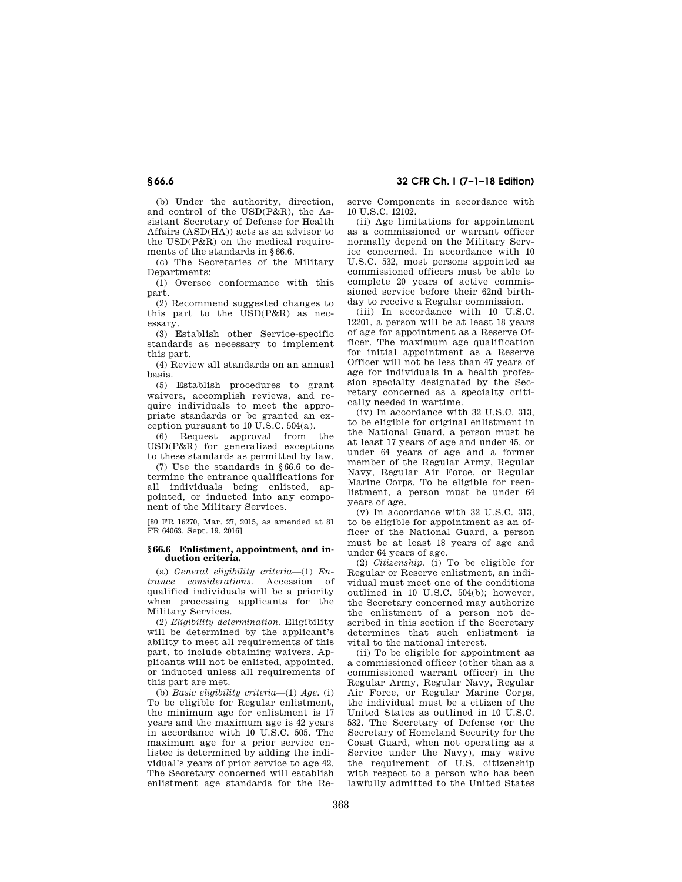(b) Under the authority, direction, and control of the USD(P&R), the Assistant Secretary of Defense for Health Affairs (ASD(HA)) acts as an advisor to the USD(P&R) on the medical requirements of the standards in §66.6.

(c) The Secretaries of the Military Departments:

(1) Oversee conformance with this part.

(2) Recommend suggested changes to this part to the USD(P&R) as necessary.

(3) Establish other Service-specific standards as necessary to implement this part.

(4) Review all standards on an annual basis.

(5) Establish procedures to grant waivers, accomplish reviews, and require individuals to meet the appropriate standards or be granted an exception pursuant to 10 U.S.C. 504(a).

(6) Request approval from the USD(P&R) for generalized exceptions to these standards as permitted by law.

(7) Use the standards in §66.6 to determine the entrance qualifications for all individuals being enlisted, appointed, or inducted into any component of the Military Services.

[80 FR 16270, Mar. 27, 2015, as amended at 81 FR 64063, Sept. 19, 2016]

### §66.6 Enlistment, appointment, and induction criteria.

(a) *General eligibility criteria*—(1) *Entrance considerations.* Accession of qualified individuals will be a priority when processing applicants for the Military Services.

(2) *Eligibility determination.* Eligibility will be determined by the applicant's ability to meet all requirements of this part, to include obtaining waivers. Applicants will not be enlisted, appointed, or inducted unless all requirements of this part are met.

(b) *Basic eligibility criteria*—(1) *Age.* (i) To be eligible for Regular enlistment, the minimum age for enlistment is 17 years and the maximum age is 42 years in accordance with 10 U.S.C. 505. The maximum age for a prior service enlistee is determined by adding the individual's years of prior service to age 42. The Secretary concerned will establish enlistment age standards for the Reserve Components in accordance with 10 U.S.C. 12102.

(ii) Age limitations for appointment as a commissioned or warrant officer normally depend on the Military Service concerned. In accordance with 10 U.S.C. 532, most persons appointed as commissioned officers must be able to complete 20 years of active commissioned service before their 62nd birthday to receive a Regular commission.

(iii) In accordance with 10 U.S.C. 12201, a person will be at least 18 years of age for appointment as a Reserve Officer. The maximum age qualification for initial appointment as a Reserve Officer will not be less than 47 years of age for individuals in a health profession specialty designated by the Secretary concerned as a specialty critically needed in wartime.

(iv) In accordance with 32 U.S.C. 313, to be eligible for original enlistment in the National Guard, a person must be at least 17 years of age and under 45, or under 64 years of age and a former member of the Regular Army, Regular Navy, Regular Air Force, or Regular Marine Corps. To be eligible for reenlistment, a person must be under 64 years of age.

(v) In accordance with 32 U.S.C. 313, to be eligible for appointment as an officer of the National Guard, a person must be at least 18 years of age and under 64 years of age.

(2) *Citizenship.* (i) To be eligible for Regular or Reserve enlistment, an individual must meet one of the conditions outlined in 10 U.S.C. 504(b); however, the Secretary concerned may authorize the enlistment of a person not described in this section if the Secretary determines that such enlistment is vital to the national interest.

(ii) To be eligible for appointment as a commissioned officer (other than as a commissioned warrant officer) in the Regular Army, Regular Navy, Regular Air Force, or Regular Marine Corps, the individual must be a citizen of the United States as outlined in 10 U.S.C. 532. The Secretary of Defense (or the Secretary of Homeland Security for the Coast Guard, when not operating as a Service under the Navy), may waive the requirement of U.S. citizenship with respect to a person who has been lawfully admitted to the United States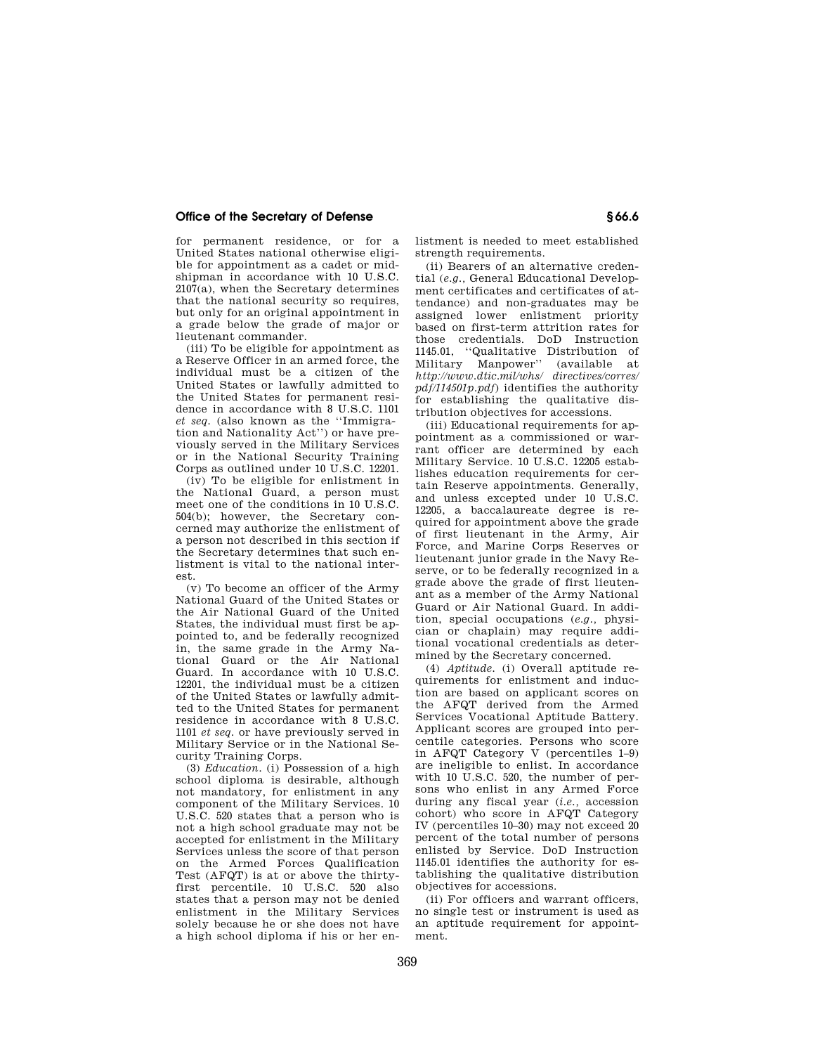for permanent residence, or for a United States national otherwise eligible for appointment as a cadet or midshipman in accordance with 10 U.S.C. 2107(a), when the Secretary determines that the national security so requires, but only for an original appointment in a grade below the grade of major or lieutenant commander.

(iii) To be eligible for appointment as a Reserve Officer in an armed force, the individual must be a citizen of the United States or lawfully admitted to the United States for permanent residence in accordance with 8 U.S.C. 1101 *et seq.* (also known as the ''Immigration and Nationality Act'') or have previously served in the Military Services or in the National Security Training Corps as outlined under 10 U.S.C. 12201.

(iv) To be eligible for enlistment in the National Guard, a person must meet one of the conditions in 10 U.S.C. 504(b); however, the Secretary concerned may authorize the enlistment of a person not described in this section if the Secretary determines that such enlistment is vital to the national interest.

(v) To become an officer of the Army National Guard of the United States or the Air National Guard of the United States, the individual must first be appointed to, and be federally recognized in, the same grade in the Army National Guard or the Air National Guard. In accordance with 10 U.S.C. 12201, the individual must be a citizen of the United States or lawfully admitted to the United States for permanent residence in accordance with 8 U.S.C. 1101 *et seq.* or have previously served in Military Service or in the National Security Training Corps.

(3) *Education.* (i) Possession of a high school diploma is desirable, although not mandatory, for enlistment in any component of the Military Services. 10 U.S.C. 520 states that a person who is not a high school graduate may not be accepted for enlistment in the Military Services unless the score of that person on the Armed Forces Qualification Test (AFQT) is at or above the thirty-first percentile. 10 U.S.C. 520 also states that a person may not be denied enlistment in the Military Services solely because he or she does not have a high school diploma if his or her enlistment is needed to meet established strength requirements.

(ii) Bearers of an alternative credential (*e.g.*, General Educational Development certificates and certificates of attendance) and non-graduates may be assigned lower enlistment priority based on first-term attrition rates for those credentials. DoD Instruction 1145.01, ''Qualitative Distribution of Military Manpower'' (available at *http://www.dtic.mil/whs/ directives/corres/ pdf/114501p.pdf*) identifies the authority for establishing the qualitative distribution objectives for accessions.

(iii) Educational requirements for appointment as a commissioned or warrant officer are determined by each Military Service. 10 U.S.C. 12205 establishes education requirements for certain Reserve appointments. Generally, and unless excepted under 10 U.S.C. 12205, a baccalaureate degree is required for appointment above the grade of first lieutenant in the Army, Air Force, and Marine Corps Reserves or lieutenant junior grade in the Navy Reserve, or to be federally recognized in a grade above the grade of first lieutenant as a member of the Army National Guard or Air National Guard. In addition, special occupations (*e.g.*, physician or chaplain) may require additional vocational credentials as determined by the Secretary concerned.

(4) *Aptitude.* (i) Overall aptitude requirements for enlistment and induction are based on applicant scores on the AFQT derived from the Armed Services Vocational Aptitude Battery. Applicant scores are grouped into percentile categories. Persons who score in AFQT Category V (percentiles 1–9) are ineligible to enlist. In accordance with 10 U.S.C. 520, the number of persons who enlist in any Armed Force during any fiscal year (*i.e.*, accession cohort) who score in AFQT Category IV (percentiles 10–30) may not exceed 20 percent of the total number of persons enlisted by Service. DoD Instruction 1145.01 identifies the authority for establishing the qualitative distribution objectives for accessions.

(ii) For officers and warrant officers, no single test or instrument is used as an aptitude requirement for appointment.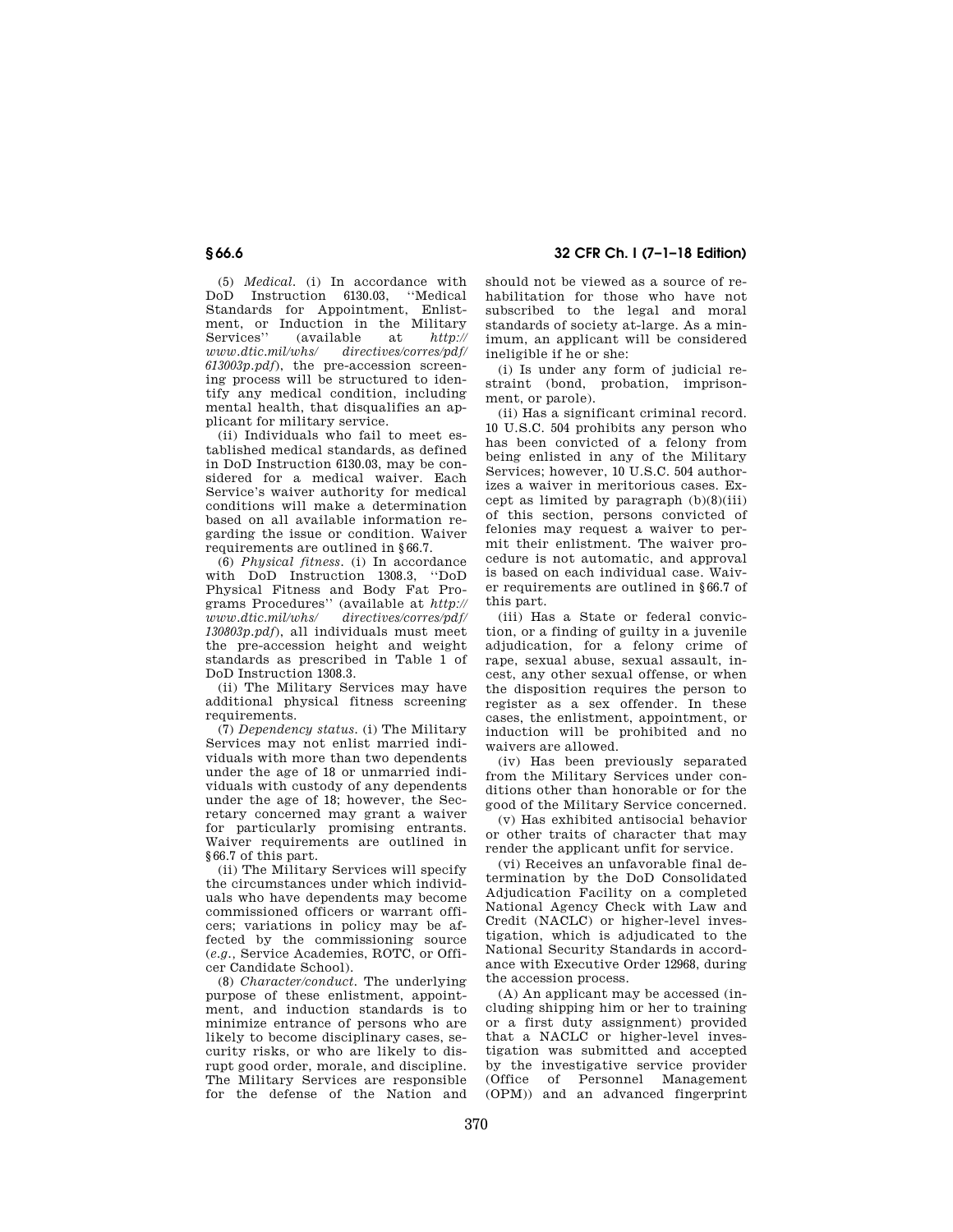(5) *Medical.* (i) In accordance with DoD Instruction 6130.03, ''Medical Standards for Appointment, Enlistment, or Induction in the Military Services'' (available at *http://www.dtic.mil/whs/ directives/corres/pdf/613003p.pdf*), the pre-accession screening process will be structured to identify any medical condition, including mental health, that disqualifies an applicant for military service.

(ii) Individuals who fail to meet established medical standards, as defined in DoD Instruction 6130.03, may be considered for a medical waiver. Each Service's waiver authority for medical conditions will make a determination based on all available information regarding the issue or condition. Waiver requirements are outlined in §66.7.

(6) *Physical fitness.* (i) In accordance with DoD Instruction 1308.3, ''DoD Physical Fitness and Body Fat Programs Procedures'' (available at *http://www.dtic.mil/whs/ directives/corres/pdf/130803p.pdf*), all individuals must meet the pre-accession height and weight standards as prescribed in Table 1 of DoD Instruction 1308.3.

(ii) The Military Services may have additional physical fitness screening requirements.

(7) *Dependency status.* (i) The Military Services may not enlist married individuals with more than two dependents under the age of 18 or unmarried individuals with custody of any dependents under the age of 18; however, the Secretary concerned may grant a waiver for particularly promising entrants. Waiver requirements are outlined in §66.7 of this part.

(ii) The Military Services will specify the circumstances under which individuals who have dependents may become commissioned officers or warrant officers; variations in policy may be affected by the commissioning source (*e.g.*, Service Academies, ROTC, or Officer Candidate School).

(8) *Character/conduct.* The underlying purpose of these enlistment, appointment, and induction standards is to minimize entrance of persons who are likely to become disciplinary cases, security risks, or who are likely to disrupt good order, morale, and discipline. The Military Services are responsible for the defense of the Nation and should not be viewed as a source of rehabilitation for those who have not subscribed to the legal and moral standards of society at-large. As a minimum, an applicant will be considered ineligible if he or she:

(i) Is under any form of judicial restraint (bond, probation, imprisonment, or parole).

(ii) Has a significant criminal record. 10 U.S.C. 504 prohibits any person who has been convicted of a felony from being enlisted in any of the Military Services; however, 10 U.S.C. 504 authorizes a waiver in meritorious cases. Except as limited by paragraph (b)(8)(iii) of this section, persons convicted of felonies may request a waiver to permit their enlistment. The waiver procedure is not automatic, and approval is based on each individual case. Waiver requirements are outlined in §66.7 of this part.

(iii) Has a State or federal conviction, or a finding of guilty in a juvenile adjudication, for a felony crime of rape, sexual abuse, sexual assault, incest, any other sexual offense, or when the disposition requires the person to register as a sex offender. In these cases, the enlistment, appointment, or induction will be prohibited and no waivers are allowed.

(iv) Has been previously separated from the Military Services under conditions other than honorable or for the good of the Military Service concerned.

(v) Has exhibited antisocial behavior or other traits of character that may render the applicant unfit for service.

(vi) Receives an unfavorable final determination by the DoD Consolidated Adjudication Facility on a completed National Agency Check with Law and Credit (NACLC) or higher-level investigation, which is adjudicated to the National Security Standards in accordance with Executive Order 12968, during the accession process.

(A) An applicant may be accessed (including shipping him or her to training or a first duty assignment) provided that a NACLC or higher-level investigation was submitted and accepted by the investigative service provider (Office of Personnel Management (OPM)) and an advanced fingerprint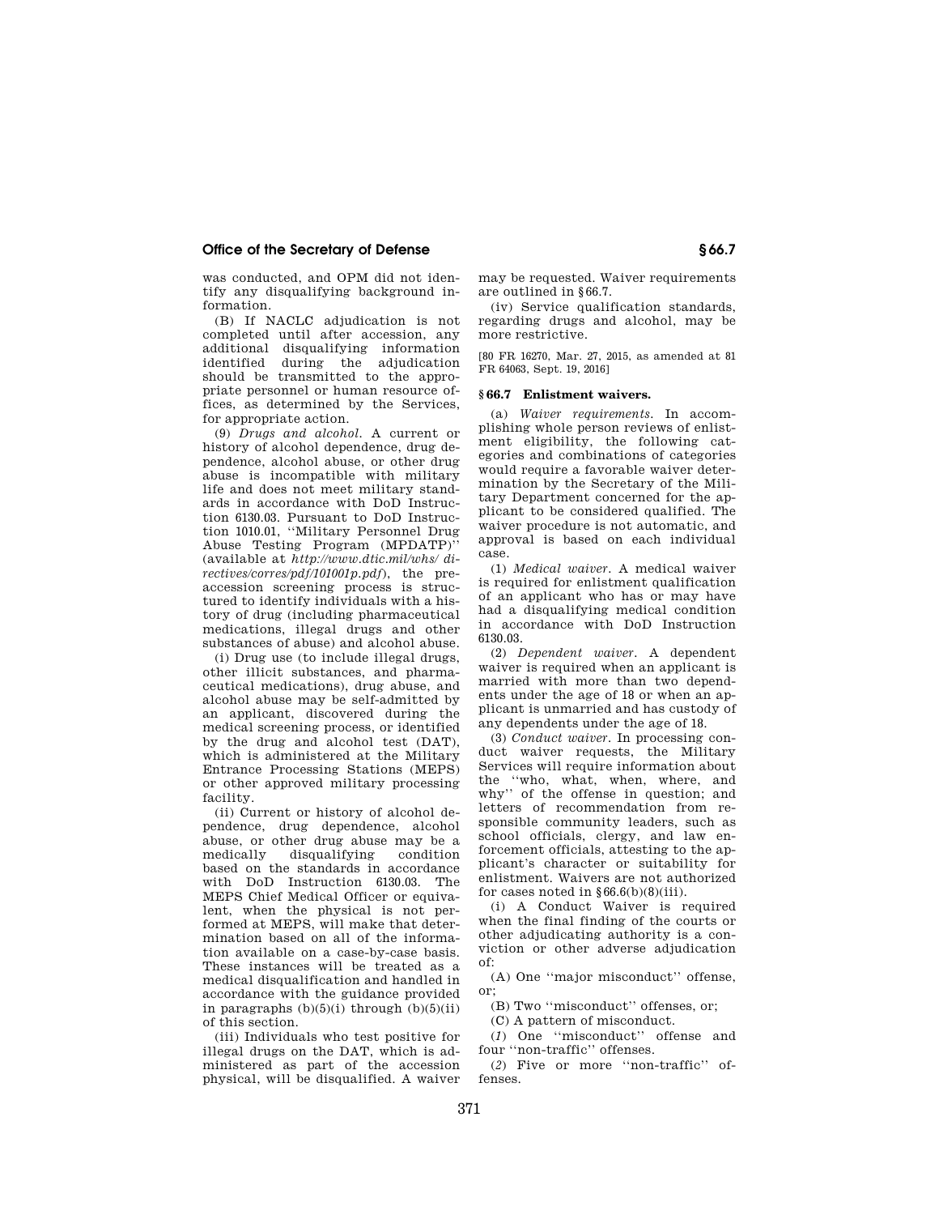was conducted, and OPM did not identify any disqualifying background information.

(B) If NACLC adjudication is not completed until after accession, any additional disqualifying information identified during the adjudication should be transmitted to the appropriate personnel or human resource offices, as determined by the Services, for appropriate action.

(9) *Drugs and alcohol.* A current or history of alcohol dependence, drug dependence, alcohol abuse, or other drug abuse is incompatible with military life and does not meet military standards in accordance with DoD Instruction 6130.03. Pursuant to DoD Instruction 1010.01, ''Military Personnel Drug Abuse Testing Program (MPDATP)'' (available at *http://www.dtic.mil/whs/directives/corres/pdf/101001p.pdf*), the preaccession screening process is structured to identify individuals with a history of drug (including pharmaceutical medications, illegal drugs and other substances of abuse) and alcohol abuse.

(i) Drug use (to include illegal drugs, other illicit substances, and pharmaceutical medications), drug abuse, and alcohol abuse may be self-admitted by an applicant, discovered during the medical screening process, or identified by the drug and alcohol test (DAT), which is administered at the Military Entrance Processing Stations (MEPS) or other approved military processing facility.

(ii) Current or history of alcohol dependence, drug dependence, alcohol abuse, or other drug abuse may be a medically disqualifying condition based on the standards in accordance with DoD Instruction 6130.03. The MEPS Chief Medical Officer or equivalent, when the physical is not performed at MEPS, will make that determination based on all of the information available on a case-by-case basis. These instances will be treated as a medical disqualification and handled in accordance with the guidance provided in paragraphs (b)(5)(i) through (b)(5)(ii) of this section.

(iii) Individuals who test positive for illegal drugs on the DAT, which is administered as part of the accession physical, will be disqualified. A waiver may be requested. Waiver requirements are outlined in §66.7.

(iv) Service qualification standards, regarding drugs and alcohol, may be more restrictive.

[80 FR 16270, Mar. 27, 2015, as amended at 81 FR 64063, Sept. 19, 2016]

## §66.7 Enlistment waivers.

(a) *Waiver requirements.* In accomplishing whole person reviews of enlistment eligibility, the following categories and combinations of categories would require a favorable waiver determination by the Secretary of the Military Department concerned for the applicant to be considered qualified. The waiver procedure is not automatic, and approval is based on each individual case.

(1) *Medical waiver.* A medical waiver is required for enlistment qualification of an applicant who has or may have had a disqualifying medical condition in accordance with DoD Instruction 6130.03.

(2) *Dependent waiver.* A dependent waiver is required when an applicant is married with more than two dependents under the age of 18 or when an applicant is unmarried and has custody of any dependents under the age of 18.

(3) *Conduct waiver.* In processing conduct waiver requests, the Military Services will require information about the ''who, what, when, where, and why'' of the offense in question; and letters of recommendation from responsible community leaders, such as school officials, clergy, and law enforcement officials, attesting to the applicant's character or suitability for enlistment. Waivers are not authorized for cases noted in §66.6(b)(8)(iii).

(i) A Conduct Waiver is required when the final finding of the courts or other adjudicating authority is a conviction or other adverse adjudication of:

(A) One ''major misconduct'' offense, or;

(B) Two ''misconduct'' offenses, or;

(C) A pattern of misconduct.

(*1*) One ''misconduct'' offense and four ''non-traffic'' offenses.

(*2*) Five or more ''non-traffic'' offenses.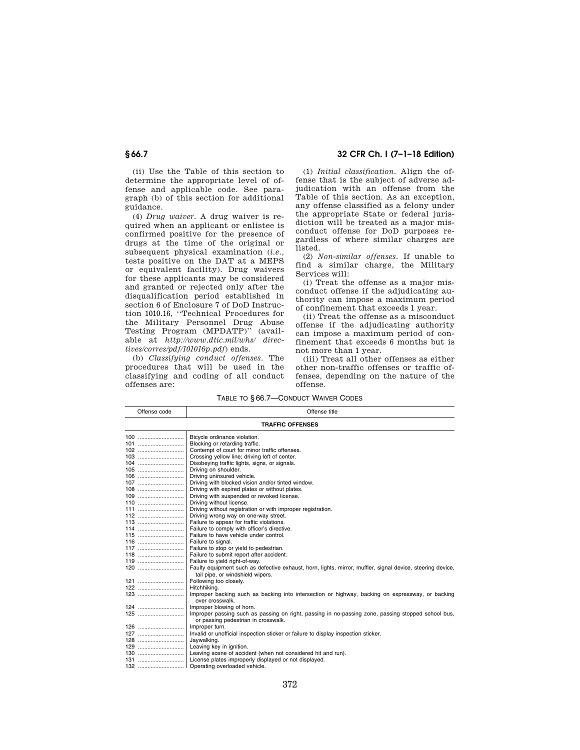(ii) Use the Table of this section to determine the appropriate level of offense and applicable code. See paragraph (b) of this section for additional guidance.

(4) *Drug waiver*. A drug waiver is required when an applicant or enlistee is confirmed positive for the presence of drugs at the time of the original or subsequent physical examination (*i.e.*, tests positive on the DAT at a MEPS or equivalent facility). Drug waivers for these applicants may be considered and granted or rejected only after the disqualification period established in section 6 of Enclosure 7 of DoD Instruction 1010.16, ''Technical Procedures for the Military Personnel Drug Abuse Testing Program (MPDATP)'' (available at *http://www.dtic.mil/whs/directives/corres/pdf/101016p.pdf*) ends.

(b) *Classifying conduct offenses*. The procedures that will be used in the classifying and coding of all conduct offenses are:

(1) *Initial classification*. Align the offense that is the subject of adverse adjudication with an offense from the Table of this section. As an exception, any offense classified as a felony under the appropriate State or federal jurisdiction will be treated as a major misconduct offense for DoD purposes regardless of where similar charges are listed.

(2) *Non-similar offenses*. If unable to find a similar charge, the Military Services will:

(i) Treat the offense as a major misconduct offense if the adjudicating authority can impose a maximum period of confinement that exceeds 1 year.

(ii) Treat the offense as a misconduct offense if the adjudicating authority can impose a maximum period of confinement that exceeds 6 months but is not more than 1 year.

(iii) Treat all other offenses as either other non-traffic offenses or traffic offenses, depending on the nature of the offense.

TABLE TO § 66.7—CONDUCT WAIVER CODES

| Offense code | Offense title |
|---|---|
| | **TRAFFIC OFFENSES** |
| 100 | Bicycle ordinance violation. |
| 101 | Blocking or retarding traffic. |
| 102 | Contempt of court for minor traffic offenses. |
| 103 | Crossing yellow line; driving left of center. |
| 104 | Disobeying traffic lights, signs, or signals. |
| 105 | Driving on shoulder. |
| 106 | Driving uninsured vehicle. |
| 107 | Driving with blocked vision and/or tinted window. |
| 108 | Driving with expired plates or without plates. |
| 109 | Driving with suspended or revoked license. |
| 110 | Driving without license. |
| 111 | Driving without registration or with improper registration. |
| 112 | Driving wrong way on one-way street. |
| 113 | Failure to appear for traffic violations. |
| 114 | Failure to comply with officer's directive. |
| 115 | Failure to have vehicle under control. |
| 116 | Failure to signal. |
| 117 | Failure to stop or yield to pedestrian. |
| 118 | Failure to submit report after accident. |
| 119 | Failure to yield right-of-way. |
| 120 | Faulty equipment such as defective exhaust, horn, lights, mirror, muffler, signal device, steering device, tail pipe, or windshield wipers. |
| 121 | Following too closely. |
| 122 | Hitchhiking. |
| 123 | Improper backing such as backing into intersection or highway, backing on expressway, or backing over crosswalk. |
| 124 | Improper blowing of horn. |
| 125 | Improper passing such as passing on right, passing in no-passing zone, passing stopped school bus, or passing pedestrian in crosswalk. |
| 126 | Improper turn. |
| 127 | Invalid or unofficial inspection sticker or failure to display inspection sticker. |
| 128 | Jaywalking. |
| 129 | Leaving key in ignition. |
| 130 | Leaving scene of accident (when not considered hit and run). |
| 131 | License plates improperly displayed or not displayed. |
| 132 | Operating overloaded vehicle. |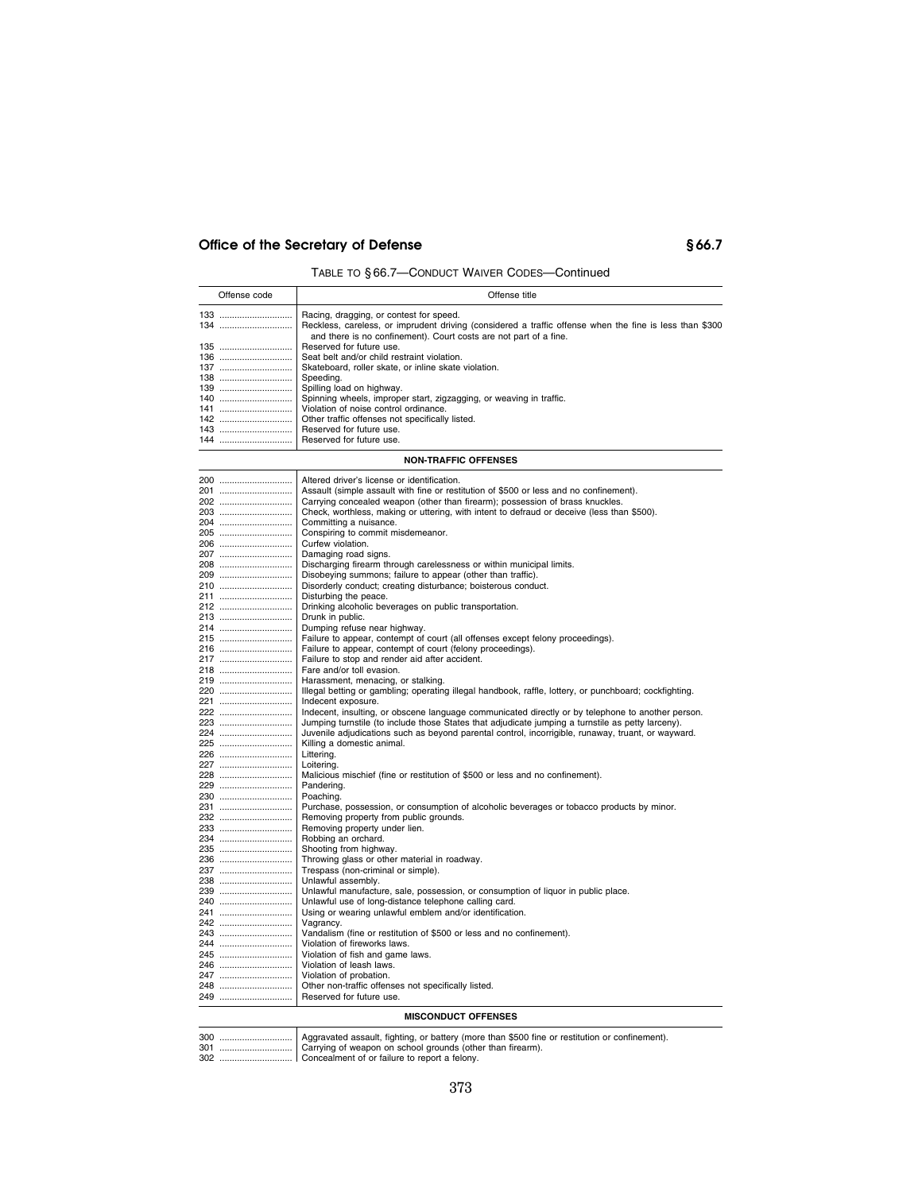TABLE TO § 66.7—CONDUCT WAIVER CODES—Continued

| Offense code | Offense title |
| --- | --- |
| 133 | Racing, dragging, or contest for speed. |
| 134 | Reckless, careless, or imprudent driving (considered a traffic offense when the fine is less than $300 and there is no confinement). Court costs are not part of a fine. |
| 135 | Reserved for future use. |
| 136 | Seat belt and/or child restraint violation. |
| 137 | Skateboard, roller skate, or inline skate violation. |
| 138 | Speeding. |
| 139 | Spilling load on highway. |
| 140 | Spinning wheels, improper start, zigzagging, or weaving in traffic. |
| 141 | Violation of noise control ordinance. |
| 142 | Other traffic offenses not specifically listed. |
| 143 | Reserved for future use. |
| 144 | Reserved for future use. |
| **NON-TRAFFIC OFFENSES** | |
| 200 | Altered driver's license or identification. |
| 201 | Assault (simple assault with fine or restitution of $500 or less and no confinement). |
| 202 | Carrying concealed weapon (other than firearm); possession of brass knuckles. |
| 203 | Check, worthless, making or uttering, with intent to defraud or deceive (less than $500). |
| 204 | Committing a nuisance. |
| 205 | Conspiring to commit misdemeanor. |
| 206 | Curfew violation. |
| 207 | Damaging road signs. |
| 208 | Discharging firearm through carelessness or within municipal limits. |
| 209 | Disobeying summons; failure to appear (other than traffic). |
| 210 | Disorderly conduct; creating disturbance; boisterous conduct. |
| 211 | Disturbing the peace. |
| 212 | Drinking alcoholic beverages on public transportation. |
| 213 | Drunk in public. |
| 214 | Dumping refuse near highway. |
| 215 | Failure to appear, contempt of court (all offenses except felony proceedings). |
| 216 | Failure to appear, contempt of court (felony proceedings). |
| 217 | Failure to stop and render aid after accident. |
| 218 | Fare and/or toll evasion. |
| 219 | Harassment, menacing, or stalking. |
| 220 | Illegal betting or gambling; operating illegal handbook, raffle, lottery, or punchboard; cockfighting. |
| 221 | Indecent exposure. |
| 222 | Indecent, insulting, or obscene language communicated directly or by telephone to another person. |
| 223 | Jumping turnstile (to include those States that adjudicate jumping a turnstile as petty larceny). |
| 224 | Juvenile adjudications such as beyond parental control, incorrigible, runaway, truant, or wayward. |
| 225 | Killing a domestic animal. |
| 226 | Littering. |
| 227 | Loitering. |
| 228 | Malicious mischief (fine or restitution of $500 or less and no confinement). |
| 229 | Pandering. |
| 230 | Poaching. |
| 231 | Purchase, possession, or consumption of alcoholic beverages or tobacco products by minor. |
| 232 | Removing property from public grounds. |
| 233 | Removing property under lien. |
| 234 | Robbing an orchard. |
| 235 | Shooting from highway. |
| 236 | Throwing glass or other material in roadway. |
| 237 | Trespass (non-criminal or simple). |
| 238 | Unlawful assembly. |
| 239 | Unlawful manufacture, sale, possession, or consumption of liquor in public place. |
| 240 | Unlawful use of long-distance telephone calling card. |
| 241 | Using or wearing unlawful emblem and/or identification. |
| 242 | Vagrancy. |
| 243 | Vandalism (fine or restitution of $500 or less and no confinement). |
| 244 | Violation of fireworks laws. |
| 245 | Violation of fish and game laws. |
| 246 | Violation of leash laws. |
| 247 | Violation of probation. |
| 248 | Other non-traffic offenses not specifically listed. |
| 249 | Reserved for future use. |
| **MISCONDUCT OFFENSES** | |
| 300 | Aggravated assault, fighting, or battery (more than $500 fine or restitution or confinement). |
| 301 | Carrying of weapon on school grounds (other than firearm). |
| 302 | Concealment of or failure to report a felony. |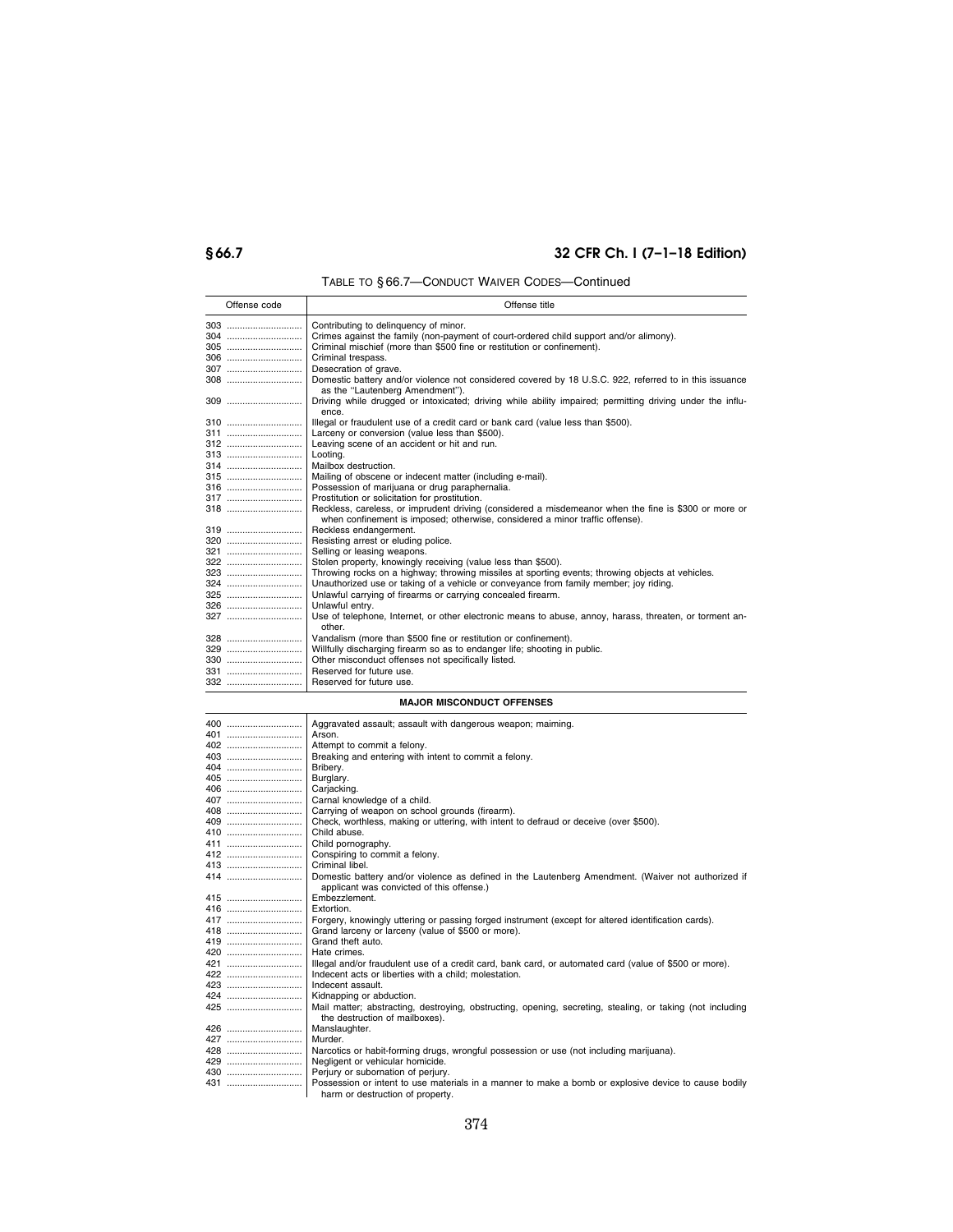TABLE TO § 66.7—CONDUCT WAIVER CODES—Continued

| Offense code | Offense title |
|---|---|
| 303 | Contributing to delinquency of minor. |
| 304 | Crimes against the family (non-payment of court-ordered child support and/or alimony). |
| 305 | Criminal mischief (more than $500 fine or restitution or confinement). |
| 306 | Criminal trespass. |
| 307 | Desecration of grave. |
| 308 | Domestic battery and/or violence not considered covered by 18 U.S.C. 922, referred to in this issuance as the "Lautenberg Amendment"). |
| 309 | Driving while drugged or intoxicated; driving while ability impaired; permitting driving under the influence. |
| 310 | Illegal or fraudulent use of a credit card or bank card (value less than $500). |
| 311 | Larceny or conversion (value less than $500). |
| 312 | Leaving scene of an accident or hit and run. |
| 313 | Looting. |
| 314 | Mailbox destruction. |
| 315 | Mailing of obscene or indecent matter (including e-mail). |
| 316 | Possession of marijuana or drug paraphernalia. |
| 317 | Prostitution or solicitation for prostitution. |
| 318 | Reckless, careless, or imprudent driving (considered a misdemeanor when the fine is $300 or more or when confinement is imposed; otherwise, considered a minor traffic offense). |
| 319 | Reckless endangerment. |
| 320 | Resisting arrest or eluding police. |
| 321 | Selling or leasing weapons. |
| 322 | Stolen property, knowingly receiving (value less than $500). |
| 323 | Throwing rocks on a highway; throwing missiles at sporting events; throwing objects at vehicles. |
| 324 | Unauthorized use or taking of a vehicle or conveyance from family member; joy riding. |
| 325 | Unlawful carrying of firearms or carrying concealed firearm. |
| 326 | Unlawful entry. |
| 327 | Use of telephone, Internet, or other electronic means to abuse, annoy, harass, threaten, or torment another. |
| 328 | Vandalism (more than $500 fine or restitution or confinement). |
| 329 | Willfully discharging firearm so as to endanger life; shooting in public. |
| 330 | Other misconduct offenses not specifically listed. |
| 331 | Reserved for future use. |
| 332 | Reserved for future use. |
| | **MAJOR MISCONDUCT OFFENSES** |
| 400 | Aggravated assault; assault with dangerous weapon; maiming. |
| 401 | Arson. |
| 402 | Attempt to commit a felony. |
| 403 | Breaking and entering with intent to commit a felony. |
| 404 | Bribery. |
| 405 | Burglary. |
| 406 | Carjacking. |
| 407 | Carnal knowledge of a child. |
| 408 | Carrying of weapon on school grounds (firearm). |
| 409 | Check, worthless, making or uttering, with intent to defraud or deceive (over $500). |
| 410 | Child abuse. |
| 411 | Child pornography. |
| 412 | Conspiring to commit a felony. |
| 413 | Criminal libel. |
| 414 | Domestic battery and/or violence as defined in the Lautenberg Amendment. (Waiver not authorized if applicant was convicted of this offense.) |
| 415 | Embezzlement. |
| 416 | Extortion. |
| 417 | Forgery, knowingly uttering or passing forged instrument (except for altered identification cards). |
| 418 | Grand larceny or larceny (value of $500 or more). |
| 419 | Grand theft auto. |
| 420 | Hate crimes. |
| 421 | Illegal and/or fraudulent use of a credit card, bank card, or automated card (value of $500 or more). |
| 422 | Indecent acts or liberties with a child; molestation. |
| 423 | Indecent assault. |
| 424 | Kidnapping or abduction. |
| 425 | Mail matter; abstracting, destroying, obstructing, opening, secreting, stealing, or taking (not including the destruction of mailboxes). |
| 426 | Manslaughter. |
| 427 | Murder. |
| 428 | Narcotics or habit-forming drugs, wrongful possession or use (not including marijuana). |
| 429 | Negligent or vehicular homicide. |
| 430 | Perjury or subornation of perjury. |
| 431 | Possession or intent to use materials in a manner to make a bomb or explosive device to cause bodily harm or destruction of property. |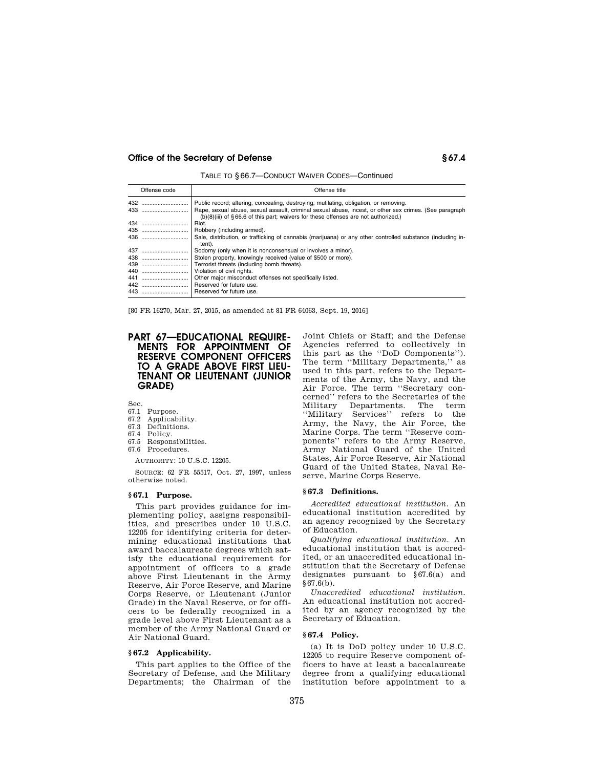TABLE TO § 66.7—CONDUCT WAIVER CODES—Continued

| Offense code | Offense title |
| --- | --- |
| 432 | Public record; altering, concealing, destroying, mutilating, obligation, or removing. |
| 433 | Rape, sexual abuse, sexual assault, criminal sexual abuse, incest, or other sex crimes. (See paragraph (b)(8)(iii) of § 66.6 of this part; waivers for these offenses are not authorized.) |
| 434 | Riot. |
| 435 | Robbery (including armed). |
| 436 | Sale, distribution, or trafficking of cannabis (marijuana) or any other controlled substance (including intent). |
| 437 | Sodomy (only when it is nonconsensual or involves a minor). |
| 438 | Stolen property, knowingly received (value of $500 or more). |
| 439 | Terrorist threats (including bomb threats). |
| 440 | Violation of civil rights. |
| 441 | Other major misconduct offenses not specifically listed. |
| 442 | Reserved for future use. |
| 443 | Reserved for future use. |

[80 FR 16270, Mar. 27, 2015, as amended at 81 FR 64063, Sept. 19, 2016]

# PART 67—EDUCATIONAL REQUIREMENTS FOR APPOINTMENT OF RESERVE COMPONENT OFFICERS TO A GRADE ABOVE FIRST LIEUTENANT OR LIEUTENANT (JUNIOR GRADE)

Sec.
67.1 Purpose.
67.2 Applicability.
67.3 Definitions.
67.4 Policy.
67.5 Responsibilities.
67.6 Procedures.

AUTHORITY: 10 U.S.C. 12205.

SOURCE: 62 FR 55517, Oct. 27, 1997, unless otherwise noted.

## § 67.1 Purpose.

This part provides guidance for implementing policy, assigns responsibilities, and prescribes under 10 U.S.C. 12205 for identifying criteria for determining educational institutions that award baccalaureate degrees which satisfy the educational requirement for appointment of officers to a grade above First Lieutenant in the Army Reserve, Air Force Reserve, and Marine Corps Reserve, or Lieutenant (Junior Grade) in the Naval Reserve, or for officers to be federally recognized in a grade level above First Lieutenant as a member of the Army National Guard or Air National Guard.

## § 67.2 Applicability.

This part applies to the Office of the Secretary of Defense, and the Military Departments; the Chairman of the Joint Chiefs or Staff; and the Defense Agencies referred to collectively in this part as the ''DoD Components''). The term ''Military Departments,'' as used in this part, refers to the Departments of the Army, the Navy, and the Air Force. The term ''Secretary concerned'' refers to the Secretaries of the Military Departments. The term ''Military Services'' refers to the Army, the Navy, the Air Force, the Marine Corps. The term ''Reserve components'' refers to the Army Reserve, Army National Guard of the United States, Air Force Reserve, Air National Guard of the United States, Naval Reserve, Marine Corps Reserve.

## § 67.3 Definitions.

*Accredited educational institution.* An educational institution accredited by an agency recognized by the Secretary of Education.

*Qualifying educational institution.* An educational institution that is accredited, or an unaccredited educational institution that the Secretary of Defense designates pursuant to § 67.6(a) and § 67.6(b).

*Unaccredited educational institution.* An educational institution not accredited by an agency recognized by the Secretary of Education.

## § 67.4 Policy.

(a) It is DoD policy under 10 U.S.C. 12205 to require Reserve component officers to have at least a baccalaureate degree from a qualifying educational institution before appointment to a